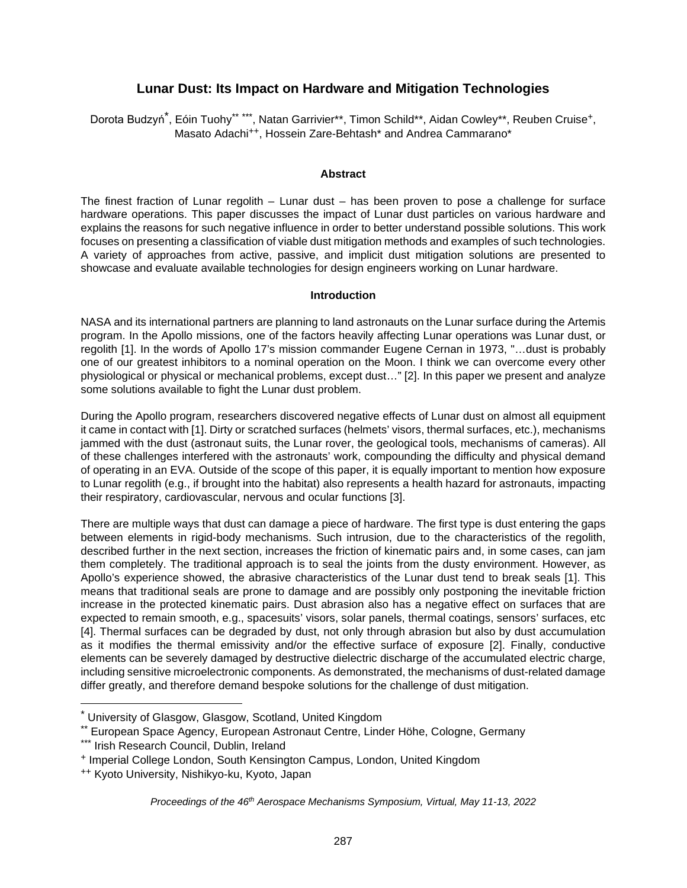# Lunar Dust: Its Impact on Hardware and Mitigation Technologies

Dorota Budzyń[*], Eóin Tuohy[**][***], Natan Garrivier[**], Timon Schild[**], Aidan Cowley[**], Reuben Cruise[+], Masato Adachi[++], Hossein Zare-Behtash[*] and Andrea Cammarano[*]

## Abstract

The finest fraction of Lunar regolith – Lunar dust – has been proven to pose a challenge for surface hardware operations. This paper discusses the impact of Lunar dust particles on various hardware and explains the reasons for such negative influence in order to better understand possible solutions. This work focuses on presenting a classification of viable dust mitigation methods and examples of such technologies. A variety of approaches from active, passive, and implicit dust mitigation solutions are presented to showcase and evaluate available technologies for design engineers working on Lunar hardware.

## Introduction

NASA and its international partners are planning to land astronauts on the Lunar surface during the Artemis program. In the Apollo missions, one of the factors heavily affecting Lunar operations was Lunar dust, or regolith [1]. In the words of Apollo 17's mission commander Eugene Cernan in 1973, "…dust is probably one of our greatest inhibitors to a nominal operation on the Moon. I think we can overcome every other physiological or physical or mechanical problems, except dust…" [2]. In this paper we present and analyze some solutions available to fight the Lunar dust problem.

During the Apollo program, researchers discovered negative effects of Lunar dust on almost all equipment it came in contact with [1]. Dirty or scratched surfaces (helmets' visors, thermal surfaces, etc.), mechanisms jammed with the dust (astronaut suits, the Lunar rover, the geological tools, mechanisms of cameras). All of these challenges interfered with the astronauts' work, compounding the difficulty and physical demand of operating in an EVA. Outside of the scope of this paper, it is equally important to mention how exposure to Lunar regolith (e.g., if brought into the habitat) also represents a health hazard for astronauts, impacting their respiratory, cardiovascular, nervous and ocular functions [3].

There are multiple ways that dust can damage a piece of hardware. The first type is dust entering the gaps between elements in rigid-body mechanisms. Such intrusion, due to the characteristics of the regolith, described further in the next section, increases the friction of kinematic pairs and, in some cases, can jam them completely. The traditional approach is to seal the joints from the dusty environment. However, as Apollo's experience showed, the abrasive characteristics of the Lunar dust tend to break seals [1]. This means that traditional seals are prone to damage and are possibly only postponing the inevitable friction increase in the protected kinematic pairs. Dust abrasion also has a negative effect on surfaces that are expected to remain smooth, e.g., spacesuits' visors, solar panels, thermal coatings, sensors' surfaces, etc [4]. Thermal surfaces can be degraded by dust, not only through abrasion but also by dust accumulation as it modifies the thermal emissivity and/or the effective surface of exposure [2]. Finally, conductive elements can be severely damaged by destructive dielectric discharge of the accumulated electric charge, including sensitive microelectronic components. As demonstrated, the mechanisms of dust-related damage differ greatly, and therefore demand bespoke solutions for the challenge of dust mitigation.

---

[*] University of Glasgow, Glasgow, Scotland, United Kingdom

[**] European Space Agency, European Astronaut Centre, Linder Höhe, Cologne, Germany

[***] Irish Research Council, Dublin, Ireland

[+] Imperial College London, South Kensington Campus, London, United Kingdom

[++] Kyoto University, Nishikyo-ku, Kyoto, Japan

*Proceedings of the 46th Aerospace Mechanisms Symposium, Virtual, May 11-13, 2022*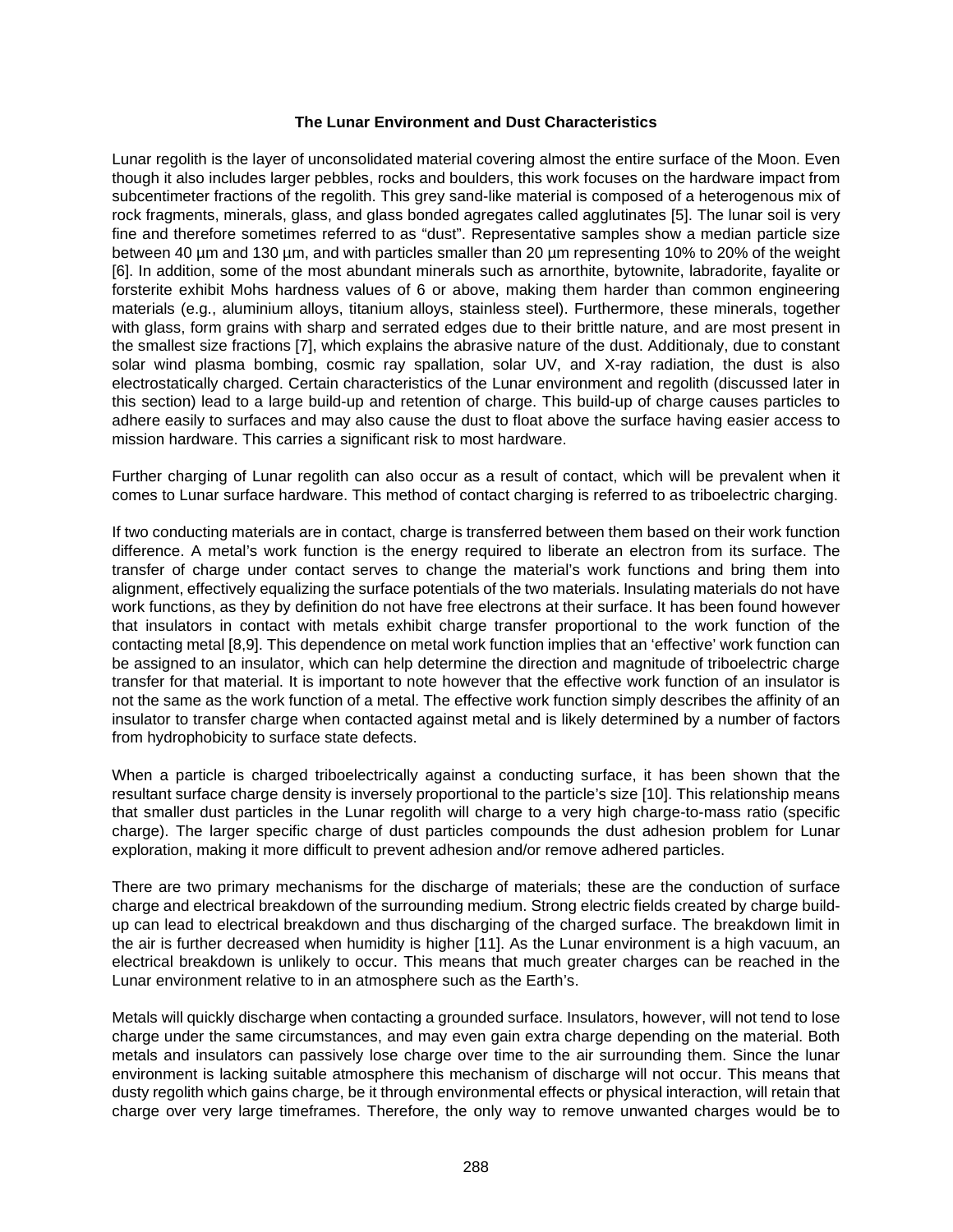### The Lunar Environment and Dust Characteristics

Lunar regolith is the layer of unconsolidated material covering almost the entire surface of the Moon. Even though it also includes larger pebbles, rocks and boulders, this work focuses on the hardware impact from subcentimeter fractions of the regolith. This grey sand-like material is composed of a heterogenous mix of rock fragments, minerals, glass, and glass bonded agregates called agglutinates [5]. The lunar soil is very fine and therefore sometimes referred to as "dust". Representative samples show a median particle size between 40 µm and 130 µm, and with particles smaller than 20 µm representing 10% to 20% of the weight [6]. In addition, some of the most abundant minerals such as arnorthite, bytownite, labradorite, fayalite or forsterite exhibit Mohs hardness values of 6 or above, making them harder than common engineering materials (e.g., aluminium alloys, titanium alloys, stainless steel). Furthermore, these minerals, together with glass, form grains with sharp and serrated edges due to their brittle nature, and are most present in the smallest size fractions [7], which explains the abrasive nature of the dust. Additionaly, due to constant solar wind plasma bombing, cosmic ray spallation, solar UV, and X-ray radiation, the dust is also electrostatically charged. Certain characteristics of the Lunar environment and regolith (discussed later in this section) lead to a large build-up and retention of charge. This build-up of charge causes particles to adhere easily to surfaces and may also cause the dust to float above the surface having easier access to mission hardware. This carries a significant risk to most hardware.

Further charging of Lunar regolith can also occur as a result of contact, which will be prevalent when it comes to Lunar surface hardware. This method of contact charging is referred to as triboelectric charging.

If two conducting materials are in contact, charge is transferred between them based on their work function difference. A metal's work function is the energy required to liberate an electron from its surface. The transfer of charge under contact serves to change the material's work functions and bring them into alignment, effectively equalizing the surface potentials of the two materials. Insulating materials do not have work functions, as they by definition do not have free electrons at their surface. It has been found however that insulators in contact with metals exhibit charge transfer proportional to the work function of the contacting metal [8,9]. This dependence on metal work function implies that an 'effective' work function can be assigned to an insulator, which can help determine the direction and magnitude of triboelectric charge transfer for that material. It is important to note however that the effective work function of an insulator is not the same as the work function of a metal. The effective work function simply describes the affinity of an insulator to transfer charge when contacted against metal and is likely determined by a number of factors from hydrophobicity to surface state defects.

When a particle is charged triboelectrically against a conducting surface, it has been shown that the resultant surface charge density is inversely proportional to the particle's size [10]. This relationship means that smaller dust particles in the Lunar regolith will charge to a very high charge-to-mass ratio (specific charge). The larger specific charge of dust particles compounds the dust adhesion problem for Lunar exploration, making it more difficult to prevent adhesion and/or remove adhered particles.

There are two primary mechanisms for the discharge of materials; these are the conduction of surface charge and electrical breakdown of the surrounding medium. Strong electric fields created by charge build-up can lead to electrical breakdown and thus discharging of the charged surface. The breakdown limit in the air is further decreased when humidity is higher [11]. As the Lunar environment is a high vacuum, an electrical breakdown is unlikely to occur. This means that much greater charges can be reached in the Lunar environment relative to in an atmosphere such as the Earth's.

Metals will quickly discharge when contacting a grounded surface. Insulators, however, will not tend to lose charge under the same circumstances, and may even gain extra charge depending on the material. Both metals and insulators can passively lose charge over time to the air surrounding them. Since the lunar environment is lacking suitable atmosphere this mechanism of discharge will not occur. This means that dusty regolith which gains charge, be it through environmental effects or physical interaction, will retain that charge over very large timeframes. Therefore, the only way to remove unwanted charges would be to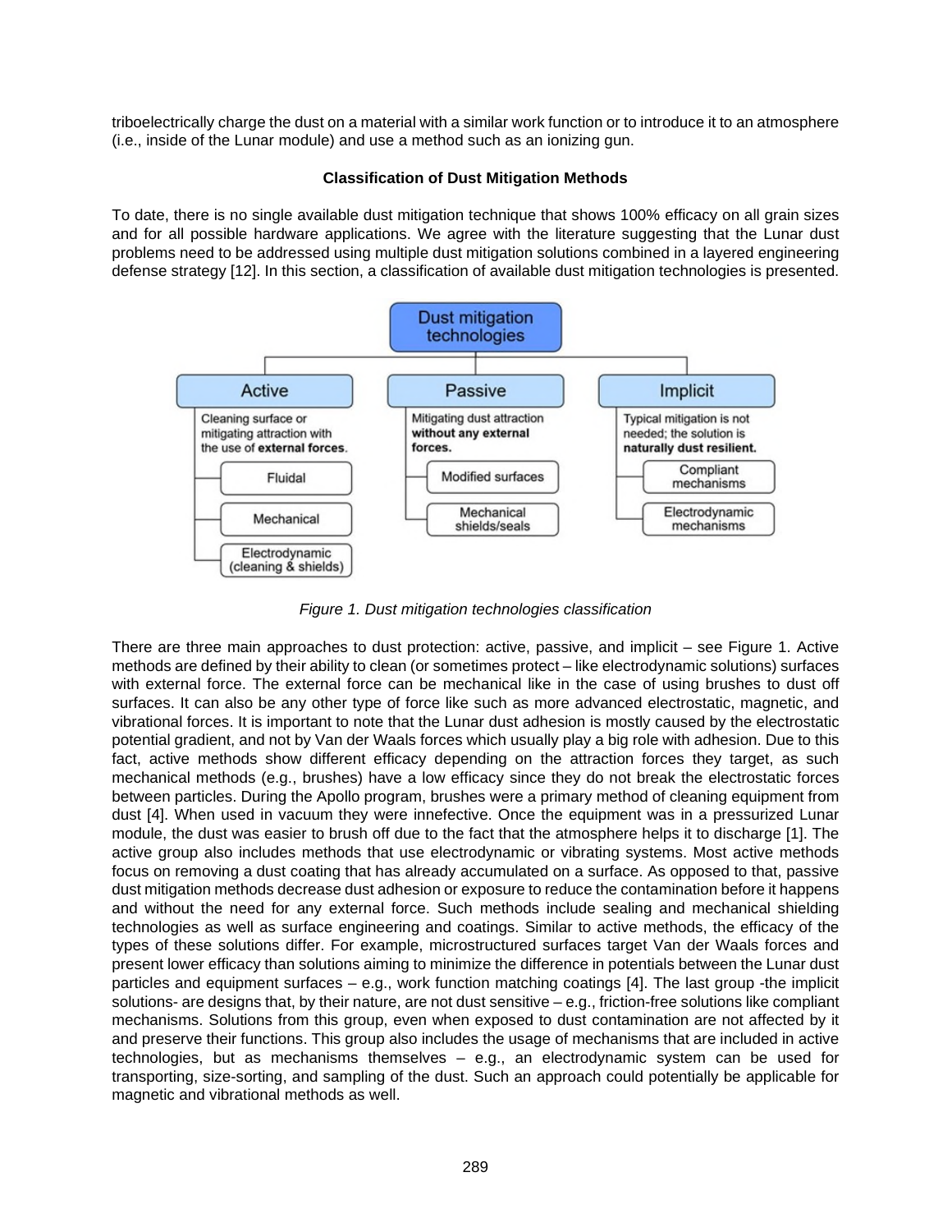triboelectrically charge the dust on a material with a similar work function or to introduce it to an atmosphere (i.e., inside of the Lunar module) and use a method such as an ionizing gun.

**Classification of Dust Mitigation Methods**

To date, there is no single available dust mitigation technique that shows 100% efficacy on all grain sizes and for all possible hardware applications. We agree with the literature suggesting that the Lunar dust problems need to be addressed using multiple dust mitigation solutions combined in a layered engineering defense strategy [12]. In this section, a classification of available dust mitigation technologies is presented.

- **Dust mitigation technologies**
  - **Active** — Cleaning surface or mitigating attraction with the use of **external forces**.
    - Fluidal
    - Mechanical
    - Electrodynamic (cleaning & shields)
  - **Passive** — Mitigating dust attraction **without any external forces.**
    - Modified surfaces
    - Mechanical shields/seals
  - **Implicit** — Typical mitigation is not needed; the solution is **naturally dust resilient.**
    - Compliant mechanisms
    - Electrodynamic mechanisms

*Figure 1. Dust mitigation technologies classification*

There are three main approaches to dust protection: active, passive, and implicit – see Figure 1. Active methods are defined by their ability to clean (or sometimes protect – like electrodynamic solutions) surfaces with external force. The external force can be mechanical like in the case of using brushes to dust off surfaces. It can also be any other type of force like such as more advanced electrostatic, magnetic, and vibrational forces. It is important to note that the Lunar dust adhesion is mostly caused by the electrostatic potential gradient, and not by Van der Waals forces which usually play a big role with adhesion. Due to this fact, active methods show different efficacy depending on the attraction forces they target, as such mechanical methods (e.g., brushes) have a low efficacy since they do not break the electrostatic forces between particles. During the Apollo program, brushes were a primary method of cleaning equipment from dust [4]. When used in vacuum they were innefective. Once the equipment was in a pressurized Lunar module, the dust was easier to brush off due to the fact that the atmosphere helps it to discharge [1]. The active group also includes methods that use electrodynamic or vibrating systems. Most active methods focus on removing a dust coating that has already accumulated on a surface. As opposed to that, passive dust mitigation methods decrease dust adhesion or exposure to reduce the contamination before it happens and without the need for any external force. Such methods include sealing and mechanical shielding technologies as well as surface engineering and coatings. Similar to active methods, the efficacy of the types of these solutions differ. For example, microstructured surfaces target Van der Waals forces and present lower efficacy than solutions aiming to minimize the difference in potentials between the Lunar dust particles and equipment surfaces – e.g., work function matching coatings [4]. The last group -the implicit solutions- are designs that, by their nature, are not dust sensitive – e.g., friction-free solutions like compliant mechanisms. Solutions from this group, even when exposed to dust contamination are not affected by it and preserve their functions. This group also includes the usage of mechanisms that are included in active technologies, but as mechanisms themselves – e.g., an electrodynamic system can be used for transporting, size-sorting, and sampling of the dust. Such an approach could potentially be applicable for magnetic and vibrational methods as well.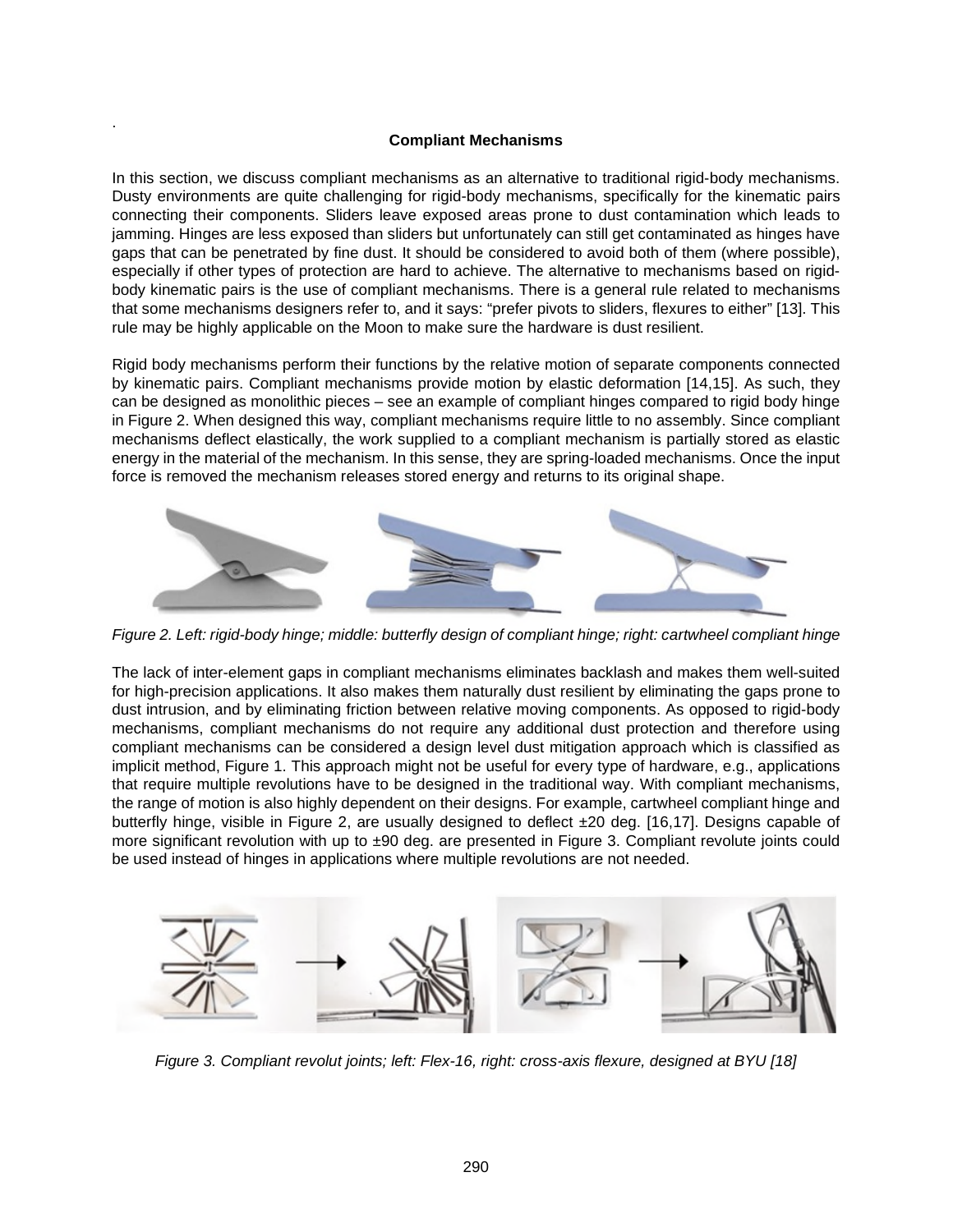## Compliant Mechanisms

In this section, we discuss compliant mechanisms as an alternative to traditional rigid-body mechanisms. Dusty environments are quite challenging for rigid-body mechanisms, specifically for the kinematic pairs connecting their components. Sliders leave exposed areas prone to dust contamination which leads to jamming. Hinges are less exposed than sliders but unfortunately can still get contaminated as hinges have gaps that can be penetrated by fine dust. It should be considered to avoid both of them (where possible), especially if other types of protection are hard to achieve. The alternative to mechanisms based on rigid-body kinematic pairs is the use of compliant mechanisms. There is a general rule related to mechanisms that some mechanisms designers refer to, and it says: "prefer pivots to sliders, flexures to either" [13]. This rule may be highly applicable on the Moon to make sure the hardware is dust resilient.

Rigid body mechanisms perform their functions by the relative motion of separate components connected by kinematic pairs. Compliant mechanisms provide motion by elastic deformation [14,15]. As such, they can be designed as monolithic pieces – see an example of compliant hinges compared to rigid body hinge in Figure 2. When designed this way, compliant mechanisms require little to no assembly. Since compliant mechanisms deflect elastically, the work supplied to a compliant mechanism is partially stored as elastic energy in the material of the mechanism. In this sense, they are spring-loaded mechanisms. Once the input force is removed the mechanism releases stored energy and returns to its original shape.

*Figure 2. Left: rigid-body hinge; middle: butterfly design of compliant hinge; right: cartwheel compliant hinge*

The lack of inter-element gaps in compliant mechanisms eliminates backlash and makes them well-suited for high-precision applications. It also makes them naturally dust resilient by eliminating the gaps prone to dust intrusion, and by eliminating friction between relative moving components. As opposed to rigid-body mechanisms, compliant mechanisms do not require any additional dust protection and therefore using compliant mechanisms can be considered a design level dust mitigation approach which is classified as implicit method, Figure 1. This approach might not be useful for every type of hardware, e.g., applications that require multiple revolutions have to be designed in the traditional way. With compliant mechanisms, the range of motion is also highly dependent on their designs. For example, cartwheel compliant hinge and butterfly hinge, visible in Figure 2, are usually designed to deflect ±20 deg. [16,17]. Designs capable of more significant revolution with up to ±90 deg. are presented in Figure 3. Compliant revolute joints could be used instead of hinges in applications where multiple revolutions are not needed.

*Figure 3. Compliant revolut joints; left: Flex-16, right: cross-axis flexure, designed at BYU [18]*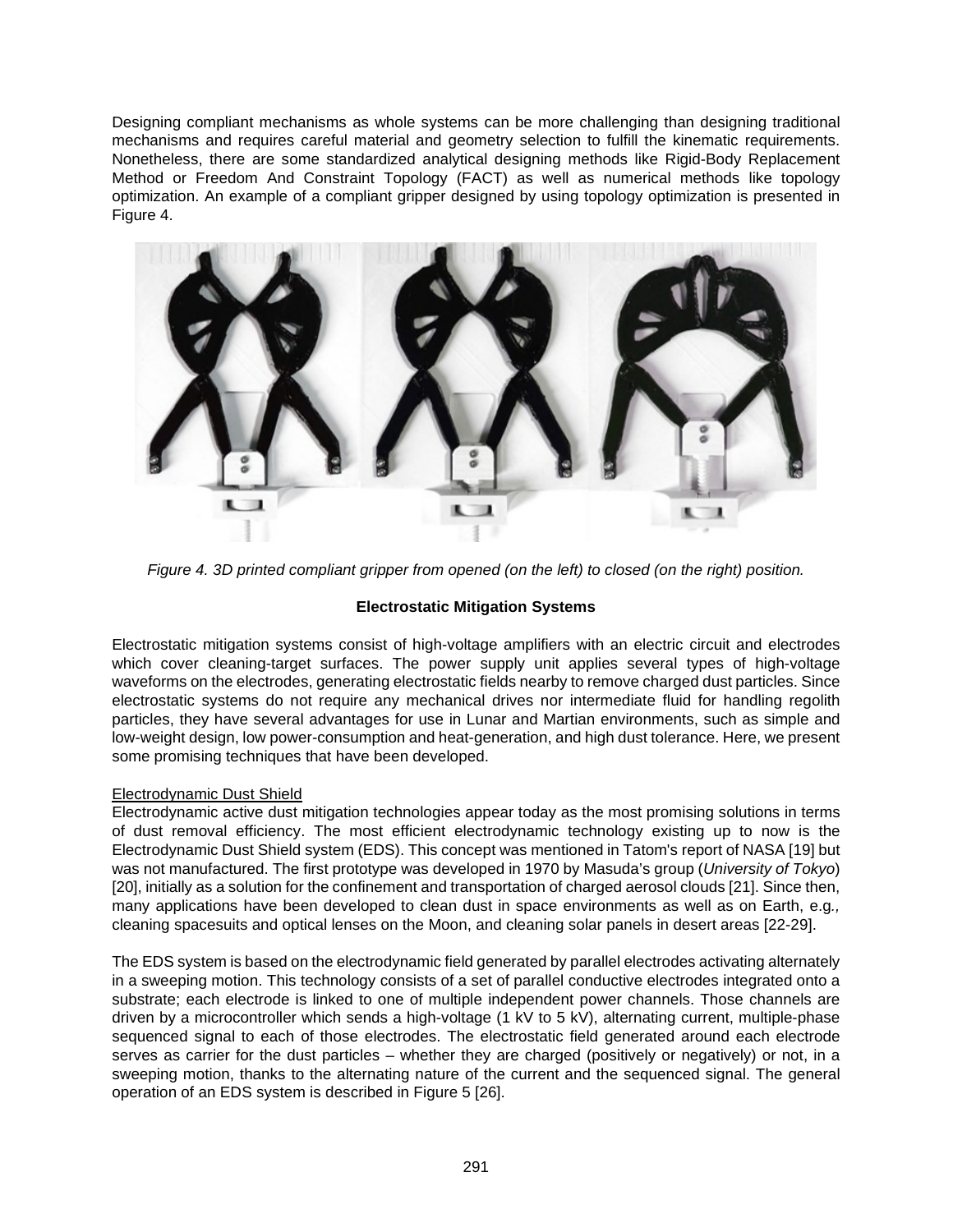Designing compliant mechanisms as whole systems can be more challenging than designing traditional mechanisms and requires careful material and geometry selection to fulfill the kinematic requirements. Nonetheless, there are some standardized analytical designing methods like Rigid-Body Replacement Method or Freedom And Constraint Topology (FACT) as well as numerical methods like topology optimization. An example of a compliant gripper designed by using topology optimization is presented in Figure 4.

*Figure 4. 3D printed compliant gripper from opened (on the left) to closed (on the right) position.*

**Electrostatic Mitigation Systems**

Electrostatic mitigation systems consist of high-voltage amplifiers with an electric circuit and electrodes which cover cleaning-target surfaces. The power supply unit applies several types of high-voltage waveforms on the electrodes, generating electrostatic fields nearby to remove charged dust particles. Since electrostatic systems do not require any mechanical drives nor intermediate fluid for handling regolith particles, they have several advantages for use in Lunar and Martian environments, such as simple and low-weight design, low power-consumption and heat-generation, and high dust tolerance. Here, we present some promising techniques that have been developed.

Electrodynamic Dust Shield

Electrodynamic active dust mitigation technologies appear today as the most promising solutions in terms of dust removal efficiency. The most efficient electrodynamic technology existing up to now is the Electrodynamic Dust Shield system (EDS). This concept was mentioned in Tatom's report of NASA [19] but was not manufactured. The first prototype was developed in 1970 by Masuda's group (*University of Tokyo*) [20], initially as a solution for the confinement and transportation of charged aerosol clouds [21]. Since then, many applications have been developed to clean dust in space environments as well as on Earth, e.g*.,* cleaning spacesuits and optical lenses on the Moon, and cleaning solar panels in desert areas [22-29].

The EDS system is based on the electrodynamic field generated by parallel electrodes activating alternately in a sweeping motion. This technology consists of a set of parallel conductive electrodes integrated onto a substrate; each electrode is linked to one of multiple independent power channels. Those channels are driven by a microcontroller which sends a high-voltage (1 kV to 5 kV), alternating current, multiple-phase sequenced signal to each of those electrodes. The electrostatic field generated around each electrode serves as carrier for the dust particles – whether they are charged (positively or negatively) or not, in a sweeping motion, thanks to the alternating nature of the current and the sequenced signal. The general operation of an EDS system is described in Figure 5 [26].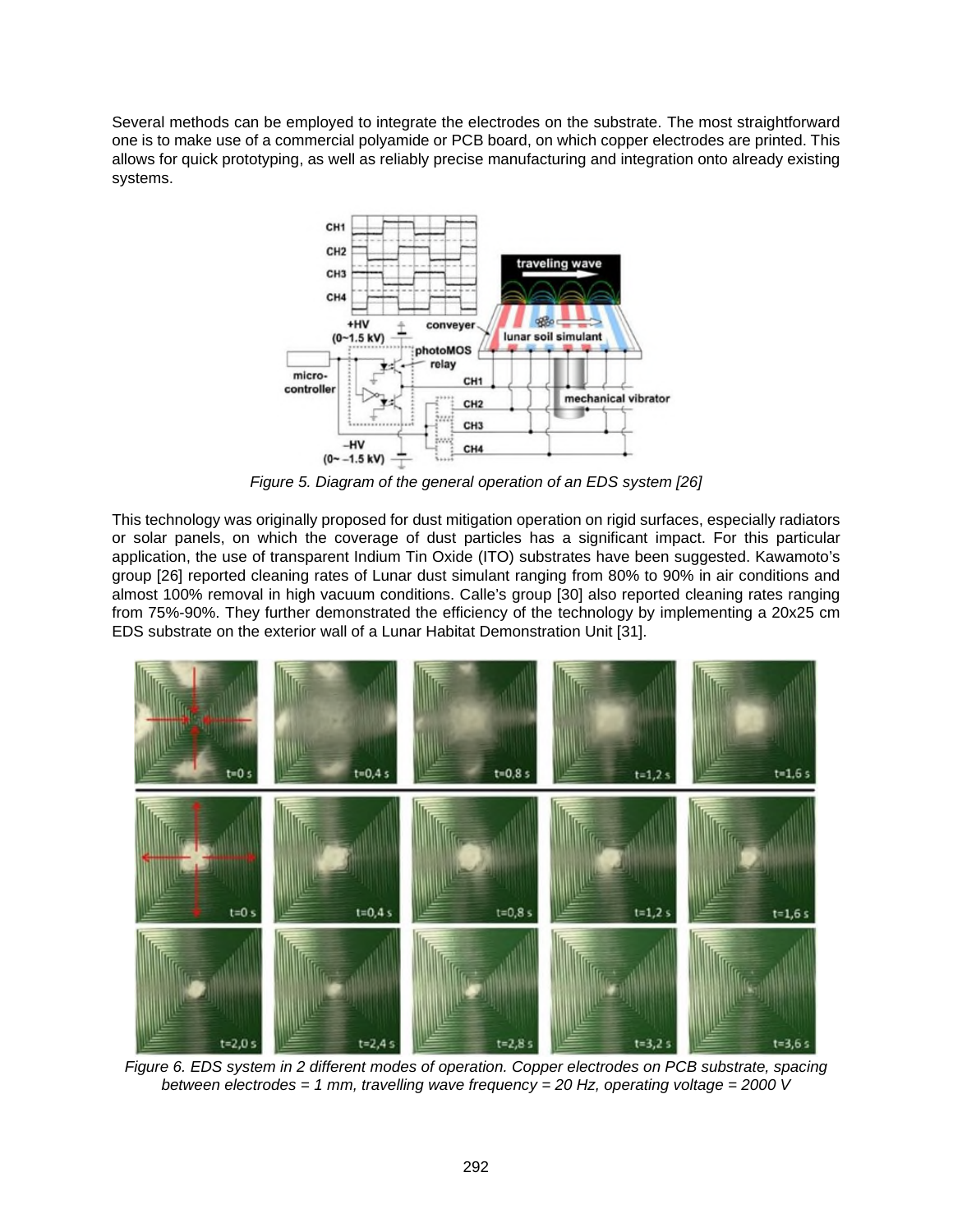Several methods can be employed to integrate the electrodes on the substrate. The most straightforward one is to make use of a commercial polyamide or PCB board, on which copper electrodes are printed. This allows for quick prototyping, as well as reliably precise manufacturing and integration onto already existing systems.

*Figure 5. Diagram of the general operation of an EDS system [26]*

This technology was originally proposed for dust mitigation operation on rigid surfaces, especially radiators or solar panels, on which the coverage of dust particles has a significant impact. For this particular application, the use of transparent Indium Tin Oxide (ITO) substrates have been suggested. Kawamoto's group [26] reported cleaning rates of Lunar dust simulant ranging from 80% to 90% in air conditions and almost 100% removal in high vacuum conditions. Calle's group [30] also reported cleaning rates ranging from 75%-90%. They further demonstrated the efficiency of the technology by implementing a 20x25 cm EDS substrate on the exterior wall of a Lunar Habitat Demonstration Unit [31].

*Figure 6. EDS system in 2 different modes of operation. Copper electrodes on PCB substrate, spacing between electrodes = 1 mm, travelling wave frequency = 20 Hz, operating voltage = 2000 V*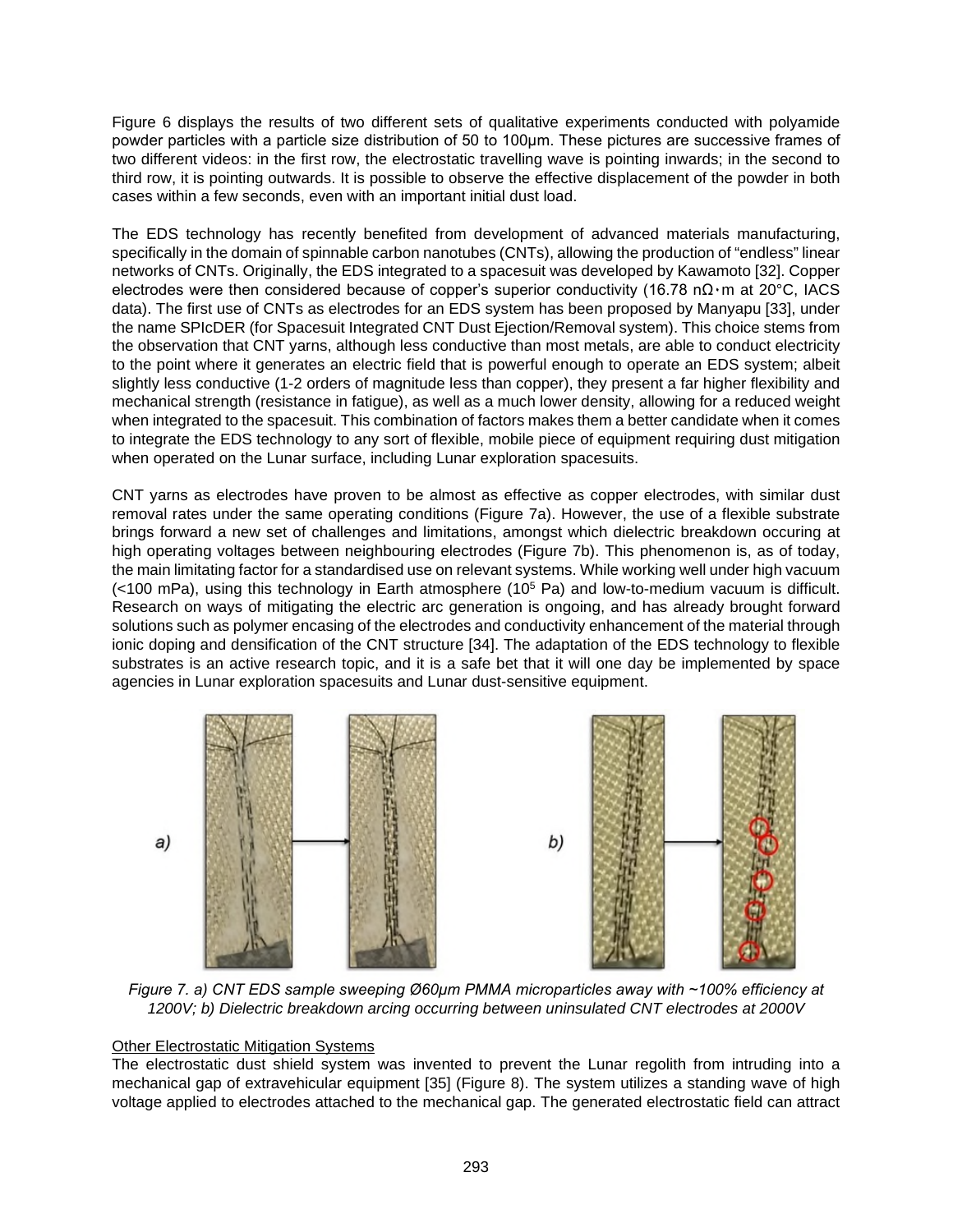Figure 6 displays the results of two different sets of qualitative experiments conducted with polyamide powder particles with a particle size distribution of 50 to 100μm. These pictures are successive frames of two different videos: in the first row, the electrostatic travelling wave is pointing inwards; in the second to third row, it is pointing outwards. It is possible to observe the effective displacement of the powder in both cases within a few seconds, even with an important initial dust load.

The EDS technology has recently benefited from development of advanced materials manufacturing, specifically in the domain of spinnable carbon nanotubes (CNTs), allowing the production of "endless" linear networks of CNTs. Originally, the EDS integrated to a spacesuit was developed by Kawamoto [32]. Copper electrodes were then considered because of copper's superior conductivity (16.78 nΩ·m at 20°C, IACS data). The first use of CNTs as electrodes for an EDS system has been proposed by Manyapu [33], under the name SPIcDER (for Spacesuit Integrated CNT Dust Ejection/Removal system). This choice stems from the observation that CNT yarns, although less conductive than most metals, are able to conduct electricity to the point where it generates an electric field that is powerful enough to operate an EDS system; albeit slightly less conductive (1-2 orders of magnitude less than copper), they present a far higher flexibility and mechanical strength (resistance in fatigue), as well as a much lower density, allowing for a reduced weight when integrated to the spacesuit. This combination of factors makes them a better candidate when it comes to integrate the EDS technology to any sort of flexible, mobile piece of equipment requiring dust mitigation when operated on the Lunar surface, including Lunar exploration spacesuits.

CNT yarns as electrodes have proven to be almost as effective as copper electrodes, with similar dust removal rates under the same operating conditions (Figure 7a). However, the use of a flexible substrate brings forward a new set of challenges and limitations, amongst which dielectric breakdown occuring at high operating voltages between neighbouring electrodes (Figure 7b). This phenomenon is, as of today, the main limitating factor for a standardised use on relevant systems. While working well under high vacuum (<100 mPa), using this technology in Earth atmosphere ($10^5$ Pa) and low-to-medium vacuum is difficult. Research on ways of mitigating the electric arc generation is ongoing, and has already brought forward solutions such as polymer encasing of the electrodes and conductivity enhancement of the material through ionic doping and densification of the CNT structure [34]. The adaptation of the EDS technology to flexible substrates is an active research topic, and it is a safe bet that it will one day be implemented by space agencies in Lunar exploration spacesuits and Lunar dust-sensitive equipment.

*Figure 7. a) CNT EDS sample sweeping Ø60μm PMMA microparticles away with ~100% efficiency at 1200V; b) Dielectric breakdown arcing occurring between uninsulated CNT electrodes at 2000V*

<u>Other Electrostatic Mitigation Systems</u>

The electrostatic dust shield system was invented to prevent the Lunar regolith from intruding into a mechanical gap of extravehicular equipment [35] (Figure 8). The system utilizes a standing wave of high voltage applied to electrodes attached to the mechanical gap. The generated electrostatic field can attract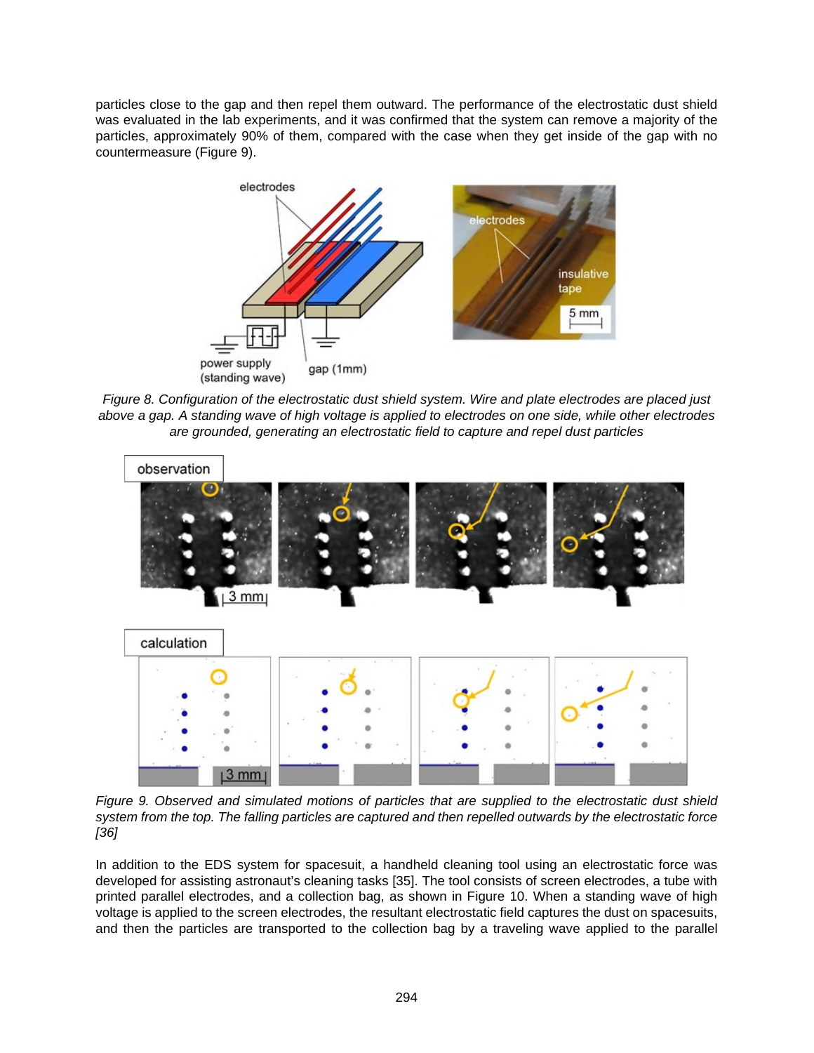particles close to the gap and then repel them outward. The performance of the electrostatic dust shield was evaluated in the lab experiments, and it was confirmed that the system can remove a majority of the particles, approximately 90% of them, compared with the case when they get inside of the gap with no countermeasure (Figure 9).

*Figure 8. Configuration of the electrostatic dust shield system. Wire and plate electrodes are placed just above a gap. A standing wave of high voltage is applied to electrodes on one side, while other electrodes are grounded, generating an electrostatic field to capture and repel dust particles*

*Figure 9. Observed and simulated motions of particles that are supplied to the electrostatic dust shield system from the top. The falling particles are captured and then repelled outwards by the electrostatic force [36]*

In addition to the EDS system for spacesuit, a handheld cleaning tool using an electrostatic force was developed for assisting astronaut's cleaning tasks [35]. The tool consists of screen electrodes, a tube with printed parallel electrodes, and a collection bag, as shown in Figure 10. When a standing wave of high voltage is applied to the screen electrodes, the resultant electrostatic field captures the dust on spacesuits, and then the particles are transported to the collection bag by a traveling wave applied to the parallel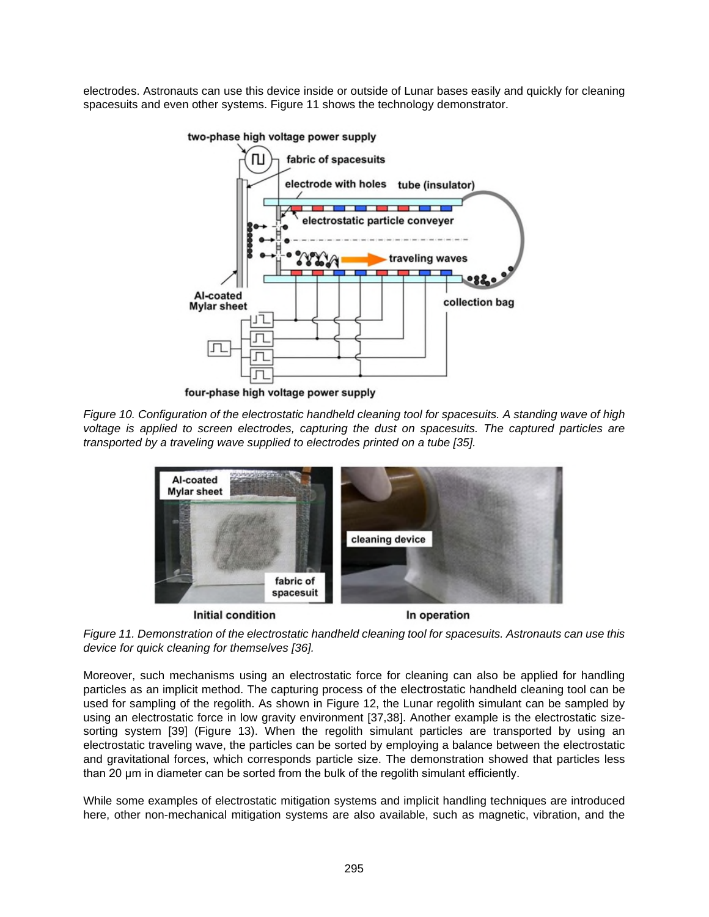electrodes. Astronauts can use this device inside or outside of Lunar bases easily and quickly for cleaning spacesuits and even other systems. Figure 11 shows the technology demonstrator.

*Figure 10. Configuration of the electrostatic handheld cleaning tool for spacesuits. A standing wave of high voltage is applied to screen electrodes, capturing the dust on spacesuits. The captured particles are transported by a traveling wave supplied to electrodes printed on a tube [35].*

*Figure 11. Demonstration of the electrostatic handheld cleaning tool for spacesuits. Astronauts can use this device for quick cleaning for themselves [36].*

Moreover, such mechanisms using an electrostatic force for cleaning can also be applied for handling particles as an implicit method. The capturing process of the electrostatic handheld cleaning tool can be used for sampling of the regolith. As shown in Figure 12, the Lunar regolith simulant can be sampled by using an electrostatic force in low gravity environment [37,38]. Another example is the electrostatic size-sorting system [39] (Figure 13). When the regolith simulant particles are transported by using an electrostatic traveling wave, the particles can be sorted by employing a balance between the electrostatic and gravitational forces, which corresponds particle size. The demonstration showed that particles less than 20 μm in diameter can be sorted from the bulk of the regolith simulant efficiently.

While some examples of electrostatic mitigation systems and implicit handling techniques are introduced here, other non-mechanical mitigation systems are also available, such as magnetic, vibration, and the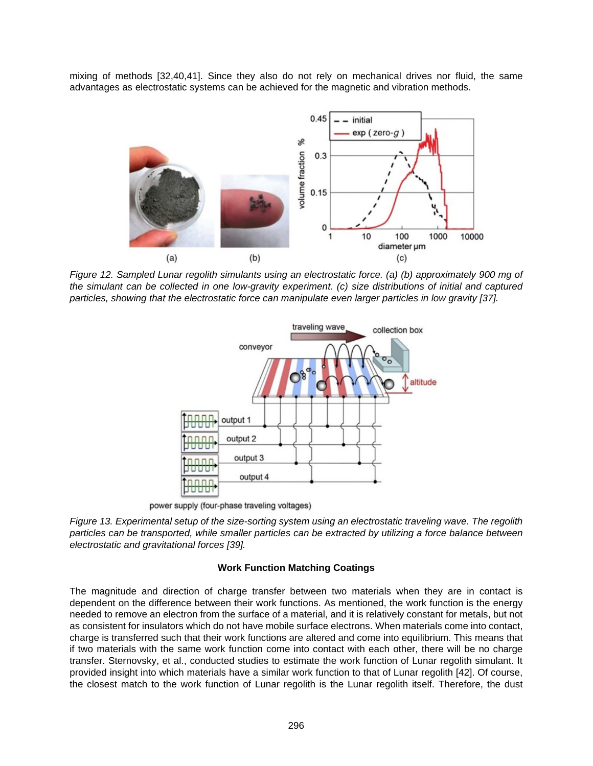mixing of methods [32,40,41]. Since they also do not rely on mechanical drives nor fluid, the same advantages as electrostatic systems can be achieved for the magnetic and vibration methods.

*Figure 12. Sampled Lunar regolith simulants using an electrostatic force. (a) (b) approximately 900 mg of the simulant can be collected in one low-gravity experiment. (c) size distributions of initial and captured particles, showing that the electrostatic force can manipulate even larger particles in low gravity [37].*

*Figure 13. Experimental setup of the size-sorting system using an electrostatic traveling wave. The regolith particles can be transported, while smaller particles can be extracted by utilizing a force balance between electrostatic and gravitational forces [39].*

**Work Function Matching Coatings**

The magnitude and direction of charge transfer between two materials when they are in contact is dependent on the difference between their work functions. As mentioned, the work function is the energy needed to remove an electron from the surface of a material, and it is relatively constant for metals, but not as consistent for insulators which do not have mobile surface electrons. When materials come into contact, charge is transferred such that their work functions are altered and come into equilibrium. This means that if two materials with the same work function come into contact with each other, there will be no charge transfer. Sternovsky, et al., conducted studies to estimate the work function of Lunar regolith simulant. It provided insight into which materials have a similar work function to that of Lunar regolith [42]. Of course, the closest match to the work function of Lunar regolith is the Lunar regolith itself. Therefore, the dust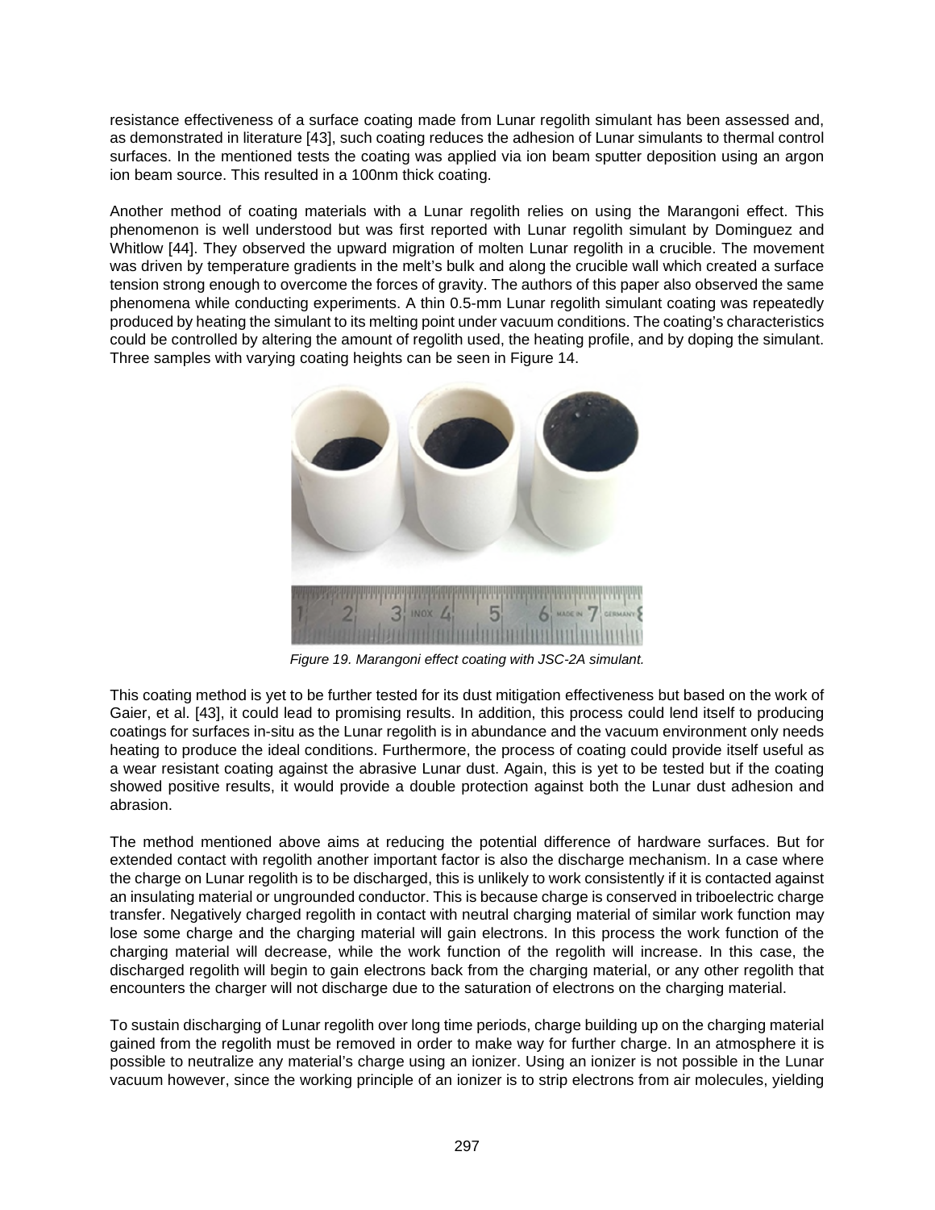resistance effectiveness of a surface coating made from Lunar regolith simulant has been assessed and, as demonstrated in literature [43], such coating reduces the adhesion of Lunar simulants to thermal control surfaces. In the mentioned tests the coating was applied via ion beam sputter deposition using an argon ion beam source. This resulted in a 100nm thick coating.

Another method of coating materials with a Lunar regolith relies on using the Marangoni effect. This phenomenon is well understood but was first reported with Lunar regolith simulant by Dominguez and Whitlow [44]. They observed the upward migration of molten Lunar regolith in a crucible. The movement was driven by temperature gradients in the melt's bulk and along the crucible wall which created a surface tension strong enough to overcome the forces of gravity. The authors of this paper also observed the same phenomena while conducting experiments. A thin 0.5-mm Lunar regolith simulant coating was repeatedly produced by heating the simulant to its melting point under vacuum conditions. The coating's characteristics could be controlled by altering the amount of regolith used, the heating profile, and by doping the simulant. Three samples with varying coating heights can be seen in Figure 14.

*Figure 19. Marangoni effect coating with JSC-2A simulant.*

This coating method is yet to be further tested for its dust mitigation effectiveness but based on the work of Gaier, et al. [43], it could lead to promising results. In addition, this process could lend itself to producing coatings for surfaces in-situ as the Lunar regolith is in abundance and the vacuum environment only needs heating to produce the ideal conditions. Furthermore, the process of coating could provide itself useful as a wear resistant coating against the abrasive Lunar dust. Again, this is yet to be tested but if the coating showed positive results, it would provide a double protection against both the Lunar dust adhesion and abrasion.

The method mentioned above aims at reducing the potential difference of hardware surfaces. But for extended contact with regolith another important factor is also the discharge mechanism. In a case where the charge on Lunar regolith is to be discharged, this is unlikely to work consistently if it is contacted against an insulating material or ungrounded conductor. This is because charge is conserved in triboelectric charge transfer. Negatively charged regolith in contact with neutral charging material of similar work function may lose some charge and the charging material will gain electrons. In this process the work function of the charging material will decrease, while the work function of the regolith will increase. In this case, the discharged regolith will begin to gain electrons back from the charging material, or any other regolith that encounters the charger will not discharge due to the saturation of electrons on the charging material.

To sustain discharging of Lunar regolith over long time periods, charge building up on the charging material gained from the regolith must be removed in order to make way for further charge. In an atmosphere it is possible to neutralize any material's charge using an ionizer. Using an ionizer is not possible in the Lunar vacuum however, since the working principle of an ionizer is to strip electrons from air molecules, yielding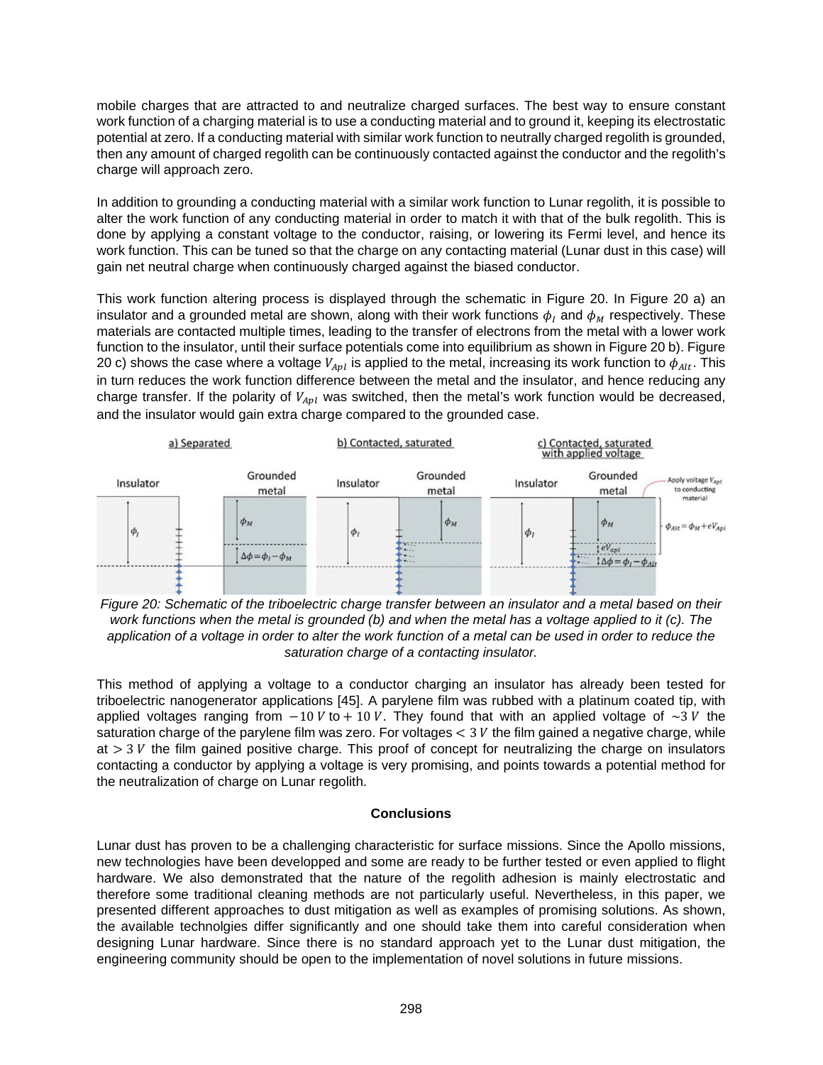mobile charges that are attracted to and neutralize charged surfaces. The best way to ensure constant work function of a charging material is to use a conducting material and to ground it, keeping its electrostatic potential at zero. If a conducting material with similar work function to neutrally charged regolith is grounded, then any amount of charged regolith can be continuously contacted against the conductor and the regolith's charge will approach zero.

In addition to grounding a conducting material with a similar work function to Lunar regolith, it is possible to alter the work function of any conducting material in order to match it with that of the bulk regolith. This is done by applying a constant voltage to the conductor, raising, or lowering its Fermi level, and hence its work function. This can be tuned so that the charge on any contacting material (Lunar dust in this case) will gain net neutral charge when continuously charged against the biased conductor.

This work function altering process is displayed through the schematic in Figure 20. In Figure 20 a) an insulator and a grounded metal are shown, along with their work functions $\phi_I$ and $\phi_M$ respectively. These materials are contacted multiple times, leading to the transfer of electrons from the metal with a lower work function to the insulator, until their surface potentials come into equilibrium as shown in Figure 20 b). Figure 20 c) shows the case where a voltage $V_{Apl}$ is applied to the metal, increasing its work function to $\phi_{Alt}$. This in turn reduces the work function difference between the metal and the insulator, and hence reducing any charge transfer. If the polarity of $V_{Apl}$ was switched, then the metal's work function would be decreased, and the insulator would gain extra charge compared to the grounded case.

*Figure 20: Schematic of the triboelectric charge transfer between an insulator and a metal based on their work functions when the metal is grounded (b) and when the metal has a voltage applied to it (c). The application of a voltage in order to alter the work function of a metal can be used in order to reduce the saturation charge of a contacting insulator.*

This method of applying a voltage to a conductor charging an insulator has already been tested for triboelectric nanogenerator applications [45]. A parylene film was rubbed with a platinum coated tip, with applied voltages ranging from $-10\ V$ to $+\ 10\ V$. They found that with an applied voltage of $\sim 3\ V$ the saturation charge of the parylene film was zero. For voltages $< 3\ V$ the film gained a negative charge, while at $> 3\ V$ the film gained positive charge. This proof of concept for neutralizing the charge on insulators contacting a conductor by applying a voltage is very promising, and points towards a potential method for the neutralization of charge on Lunar regolith.

## Conclusions

Lunar dust has proven to be a challenging characteristic for surface missions. Since the Apollo missions, new technologies have been developped and some are ready to be further tested or even applied to flight hardware. We also demonstrated that the nature of the regolith adhesion is mainly electrostatic and therefore some traditional cleaning methods are not particularly useful. Nevertheless, in this paper, we presented different approaches to dust mitigation as well as examples of promising solutions. As shown, the available technolgies differ significantly and one should take them into careful consideration when designing Lunar hardware. Since there is no standard approach yet to the Lunar dust mitigation, the engineering community should be open to the implementation of novel solutions in future missions.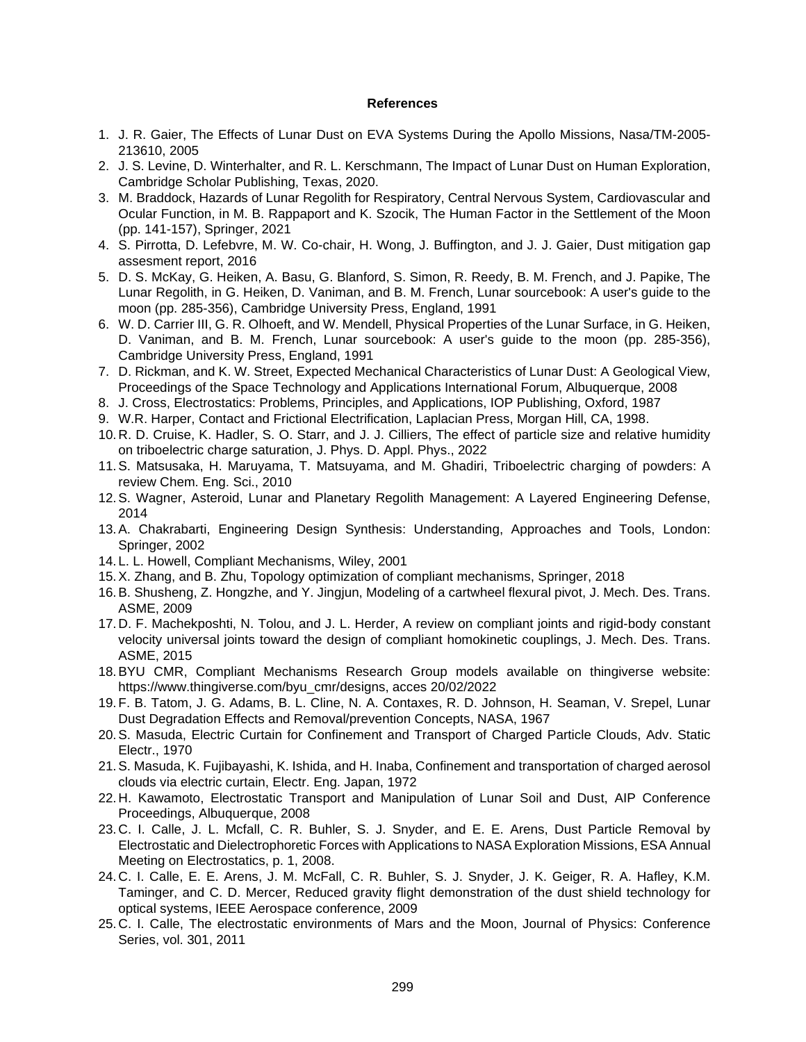## References

1. J. R. Gaier, The Effects of Lunar Dust on EVA Systems During the Apollo Missions, Nasa/TM-2005-213610, 2005
2. J. S. Levine, D. Winterhalter, and R. L. Kerschmann, The Impact of Lunar Dust on Human Exploration, Cambridge Scholar Publishing, Texas, 2020.
3. M. Braddock, Hazards of Lunar Regolith for Respiratory, Central Nervous System, Cardiovascular and Ocular Function, in M. B. Rappaport and K. Szocik, The Human Factor in the Settlement of the Moon (pp. 141-157), Springer, 2021
4. S. Pirrotta, D. Lefebvre, M. W. Co-chair, H. Wong, J. Buffington, and J. J. Gaier, Dust mitigation gap assesment report, 2016
5. D. S. McKay, G. Heiken, A. Basu, G. Blanford, S. Simon, R. Reedy, B. M. French, and J. Papike, The Lunar Regolith, in G. Heiken, D. Vaniman, and B. M. French, Lunar sourcebook: A user's guide to the moon (pp. 285-356), Cambridge University Press, England, 1991
6. W. D. Carrier III, G. R. Olhoeft, and W. Mendell, Physical Properties of the Lunar Surface, in G. Heiken, D. Vaniman, and B. M. French, Lunar sourcebook: A user's guide to the moon (pp. 285-356), Cambridge University Press, England, 1991
7. D. Rickman, and K. W. Street, Expected Mechanical Characteristics of Lunar Dust: A Geological View, Proceedings of the Space Technology and Applications International Forum, Albuquerque, 2008
8. J. Cross, Electrostatics: Problems, Principles, and Applications, IOP Publishing, Oxford, 1987
9. W.R. Harper, Contact and Frictional Electrification, Laplacian Press, Morgan Hill, CA, 1998.
10. R. D. Cruise, K. Hadler, S. O. Starr, and J. J. Cilliers, The effect of particle size and relative humidity on triboelectric charge saturation, J. Phys. D. Appl. Phys., 2022
11. S. Matsusaka, H. Maruyama, T. Matsuyama, and M. Ghadiri, Triboelectric charging of powders: A review Chem. Eng. Sci., 2010
12. S. Wagner, Asteroid, Lunar and Planetary Regolith Management: A Layered Engineering Defense, 2014
13. A. Chakrabarti, Engineering Design Synthesis: Understanding, Approaches and Tools, London: Springer, 2002
14. L. L. Howell, Compliant Mechanisms, Wiley, 2001
15. X. Zhang, and B. Zhu, Topology optimization of compliant mechanisms, Springer, 2018
16. B. Shusheng, Z. Hongzhe, and Y. Jingjun, Modeling of a cartwheel flexural pivot, J. Mech. Des. Trans. ASME, 2009
17. D. F. Machekposhti, N. Tolou, and J. L. Herder, A review on compliant joints and rigid-body constant velocity universal joints toward the design of compliant homokinetic couplings, J. Mech. Des. Trans. ASME, 2015
18. BYU CMR, Compliant Mechanisms Research Group models available on thingiverse website: https://www.thingiverse.com/byu_cmr/designs, acces 20/02/2022
19. F. B. Tatom, J. G. Adams, B. L. Cline, N. A. Contaxes, R. D. Johnson, H. Seaman, V. Srepel, Lunar Dust Degradation Effects and Removal/prevention Concepts, NASA, 1967
20. S. Masuda, Electric Curtain for Confinement and Transport of Charged Particle Clouds, Adv. Static Electr., 1970
21. S. Masuda, K. Fujibayashi, K. Ishida, and H. Inaba, Confinement and transportation of charged aerosol clouds via electric curtain, Electr. Eng. Japan, 1972
22. H. Kawamoto, Electrostatic Transport and Manipulation of Lunar Soil and Dust, AIP Conference Proceedings, Albuquerque, 2008
23. C. I. Calle, J. L. Mcfall, C. R. Buhler, S. J. Snyder, and E. E. Arens, Dust Particle Removal by Electrostatic and Dielectrophoretic Forces with Applications to NASA Exploration Missions, ESA Annual Meeting on Electrostatics, p. 1, 2008.
24. C. I. Calle, E. E. Arens, J. M. McFall, C. R. Buhler, S. J. Snyder, J. K. Geiger, R. A. Hafley, K.M. Taminger, and C. D. Mercer, Reduced gravity flight demonstration of the dust shield technology for optical systems, IEEE Aerospace conference, 2009
25. C. I. Calle, The electrostatic environments of Mars and the Moon, Journal of Physics: Conference Series, vol. 301, 2011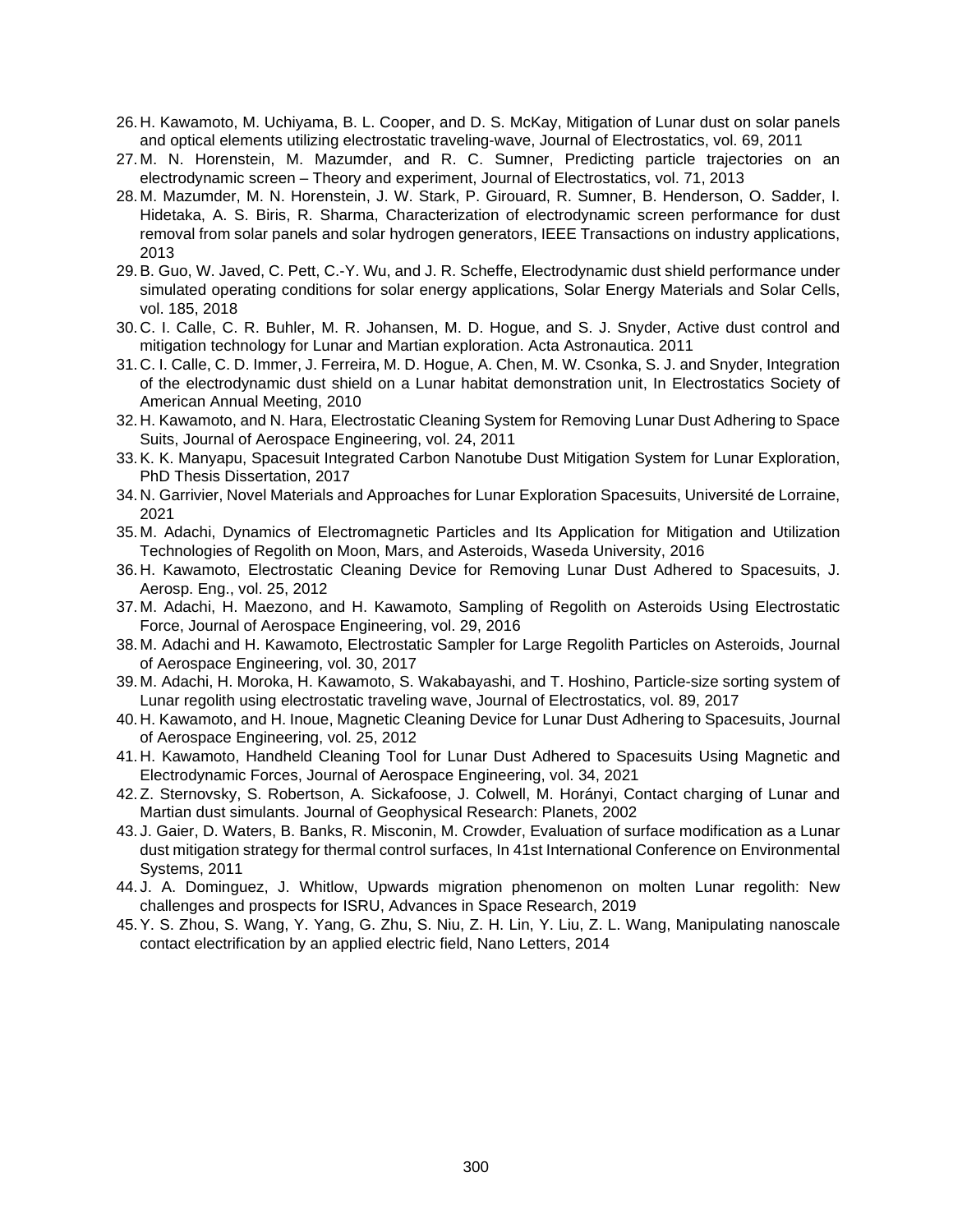26. H. Kawamoto, M. Uchiyama, B. L. Cooper, and D. S. McKay, Mitigation of Lunar dust on solar panels and optical elements utilizing electrostatic traveling-wave, Journal of Electrostatics, vol. 69, 2011
27. M. N. Horenstein, M. Mazumder, and R. C. Sumner, Predicting particle trajectories on an electrodynamic screen – Theory and experiment, Journal of Electrostatics, vol. 71, 2013
28. M. Mazumder, M. N. Horenstein, J. W. Stark, P. Girouard, R. Sumner, B. Henderson, O. Sadder, I. Hidetaka, A. S. Biris, R. Sharma, Characterization of electrodynamic screen performance for dust removal from solar panels and solar hydrogen generators, IEEE Transactions on industry applications, 2013
29. B. Guo, W. Javed, C. Pett, C.-Y. Wu, and J. R. Scheffe, Electrodynamic dust shield performance under simulated operating conditions for solar energy applications, Solar Energy Materials and Solar Cells, vol. 185, 2018
30. C. I. Calle, C. R. Buhler, M. R. Johansen, M. D. Hogue, and S. J. Snyder, Active dust control and mitigation technology for Lunar and Martian exploration. Acta Astronautica. 2011
31. C. I. Calle, C. D. Immer, J. Ferreira, M. D. Hogue, A. Chen, M. W. Csonka, S. J. and Snyder, Integration of the electrodynamic dust shield on a Lunar habitat demonstration unit, In Electrostatics Society of American Annual Meeting, 2010
32. H. Kawamoto, and N. Hara, Electrostatic Cleaning System for Removing Lunar Dust Adhering to Space Suits, Journal of Aerospace Engineering, vol. 24, 2011
33. K. K. Manyapu, Spacesuit Integrated Carbon Nanotube Dust Mitigation System for Lunar Exploration, PhD Thesis Dissertation, 2017
34. N. Garrivier, Novel Materials and Approaches for Lunar Exploration Spacesuits, Université de Lorraine, 2021
35. M. Adachi, Dynamics of Electromagnetic Particles and Its Application for Mitigation and Utilization Technologies of Regolith on Moon, Mars, and Asteroids, Waseda University, 2016
36. H. Kawamoto, Electrostatic Cleaning Device for Removing Lunar Dust Adhered to Spacesuits, J. Aerosp. Eng., vol. 25, 2012
37. M. Adachi, H. Maezono, and H. Kawamoto, Sampling of Regolith on Asteroids Using Electrostatic Force, Journal of Aerospace Engineering, vol. 29, 2016
38. M. Adachi and H. Kawamoto, Electrostatic Sampler for Large Regolith Particles on Asteroids, Journal of Aerospace Engineering, vol. 30, 2017
39. M. Adachi, H. Moroka, H. Kawamoto, S. Wakabayashi, and T. Hoshino, Particle-size sorting system of Lunar regolith using electrostatic traveling wave, Journal of Electrostatics, vol. 89, 2017
40. H. Kawamoto, and H. Inoue, Magnetic Cleaning Device for Lunar Dust Adhering to Spacesuits, Journal of Aerospace Engineering, vol. 25, 2012
41. H. Kawamoto, Handheld Cleaning Tool for Lunar Dust Adhered to Spacesuits Using Magnetic and Electrodynamic Forces, Journal of Aerospace Engineering, vol. 34, 2021
42. Z. Sternovsky, S. Robertson, A. Sickafoose, J. Colwell, M. Horányi, Contact charging of Lunar and Martian dust simulants. Journal of Geophysical Research: Planets, 2002
43. J. Gaier, D. Waters, B. Banks, R. Misconin, M. Crowder, Evaluation of surface modification as a Lunar dust mitigation strategy for thermal control surfaces, In 41st International Conference on Environmental Systems, 2011
44. J. A. Dominguez, J. Whitlow, Upwards migration phenomenon on molten Lunar regolith: New challenges and prospects for ISRU, Advances in Space Research, 2019
45. Y. S. Zhou, S. Wang, Y. Yang, G. Zhu, S. Niu, Z. H. Lin, Y. Liu, Z. L. Wang, Manipulating nanoscale contact electrification by an applied electric field, Nano Letters, 2014